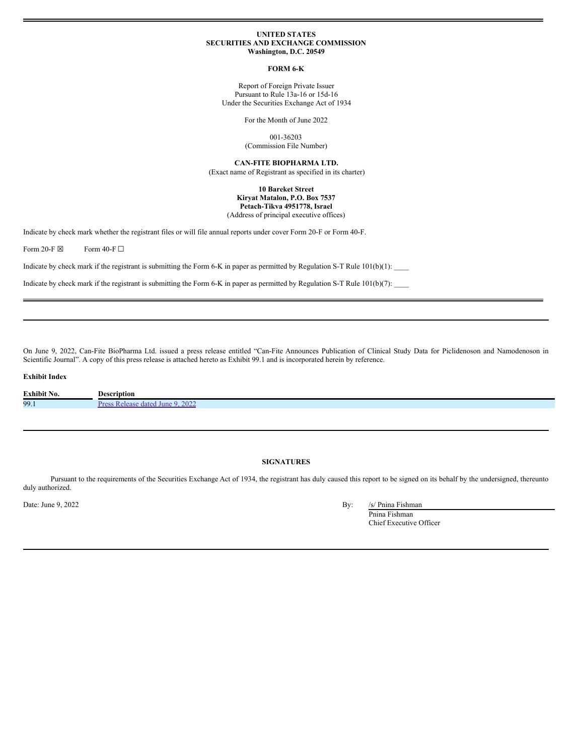**UNITED STATES**
**SECURITIES AND EXCHANGE COMMISSION**
**Washington, D.C. 20549**

**FORM 6-K**

Report of Foreign Private Issuer
Pursuant to Rule 13a-16 or 15d-16
Under the Securities Exchange Act of 1934

For the Month of June 2022

001-36203
(Commission File Number)

**CAN-FITE BIOPHARMA LTD.**
(Exact name of Registrant as specified in its charter)

**10 Bareket Street**
**Kiryat Matalon, P.O. Box 7537**
**Petach-Tikva 4951778, Israel**
(Address of principal executive offices)

Indicate by check mark whether the registrant files or will file annual reports under cover Form 20-F or Form 40-F.

Form 20-F ☒ Form 40-F ☐

Indicate by check mark if the registrant is submitting the Form 6-K in paper as permitted by Regulation S-T Rule 101(b)(1): ____

Indicate by check mark if the registrant is submitting the Form 6-K in paper as permitted by Regulation S-T Rule 101(b)(7): ____

---

On June 9, 2022, Can-Fite BioPharma Ltd. issued a press release entitled "Can-Fite Announces Publication of Clinical Study Data for Piclidenoson and Namodenoson in Scientific Journal". A copy of this press release is attached hereto as Exhibit 99.1 and is incorporated herein by reference.

**Exhibit Index**

| Exhibit No. | Description |
|---|---|
| 99.1 | Press Release dated June 9, 2022 |

---

**SIGNATURES**

Pursuant to the requirements of the Securities Exchange Act of 1934, the registrant has duly caused this report to be signed on its behalf by the undersigned, thereunto duly authorized.

Date: June 9, 2022

By: /s/ Pnina Fishman
Pnina Fishman
Chief Executive Officer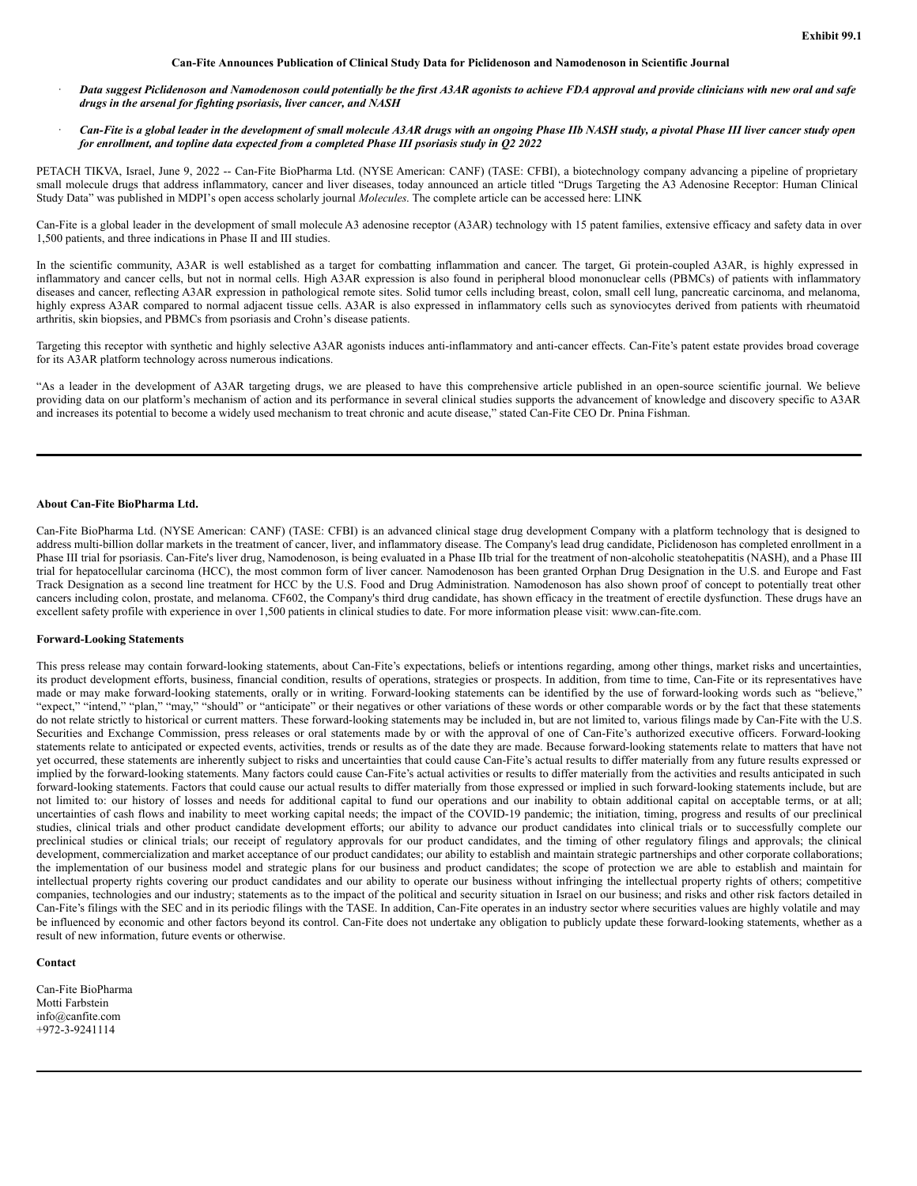**Exhibit 99.1**

**Can-Fite Announces Publication of Clinical Study Data for Piclidenoson and Namodenoson in Scientific Journal**

- ***Data suggest Piclidenoson and Namodenoson could potentially be the first A3AR agonists to achieve FDA approval and provide clinicians with new oral and safe drugs in the arsenal for fighting psoriasis, liver cancer, and NASH***
- ***Can-Fite is a global leader in the development of small molecule A3AR drugs with an ongoing Phase IIb NASH study, a pivotal Phase III liver cancer study open for enrollment, and topline data expected from a completed Phase III psoriasis study in Q2 2022***

PETACH TIKVA, Israel, June 9, 2022 -- Can-Fite BioPharma Ltd. (NYSE American: CANF) (TASE: CFBI), a biotechnology company advancing a pipeline of proprietary small molecule drugs that address inflammatory, cancer and liver diseases, today announced an article titled "Drugs Targeting the A3 Adenosine Receptor: Human Clinical Study Data" was published in MDPI's open access scholarly journal *Molecules*. The complete article can be accessed here: LINK

Can-Fite is a global leader in the development of small molecule A3 adenosine receptor (A3AR) technology with 15 patent families, extensive efficacy and safety data in over 1,500 patients, and three indications in Phase II and III studies.

In the scientific community, A3AR is well established as a target for combatting inflammation and cancer. The target, Gi protein-coupled A3AR, is highly expressed in inflammatory and cancer cells, but not in normal cells. High A3AR expression is also found in peripheral blood mononuclear cells (PBMCs) of patients with inflammatory diseases and cancer, reflecting A3AR expression in pathological remote sites. Solid tumor cells including breast, colon, small cell lung, pancreatic carcinoma, and melanoma, highly express A3AR compared to normal adjacent tissue cells. A3AR is also expressed in inflammatory cells such as synoviocytes derived from patients with rheumatoid arthritis, skin biopsies, and PBMCs from psoriasis and Crohn's disease patients.

Targeting this receptor with synthetic and highly selective A3AR agonists induces anti-inflammatory and anti-cancer effects. Can-Fite's patent estate provides broad coverage for its A3AR platform technology across numerous indications.

"As a leader in the development of A3AR targeting drugs, we are pleased to have this comprehensive article published in an open-source scientific journal. We believe providing data on our platform's mechanism of action and its performance in several clinical studies supports the advancement of knowledge and discovery specific to A3AR and increases its potential to become a widely used mechanism to treat chronic and acute disease," stated Can-Fite CEO Dr. Pnina Fishman.

---

**About Can-Fite BioPharma Ltd.**

Can-Fite BioPharma Ltd. (NYSE American: CANF) (TASE: CFBI) is an advanced clinical stage drug development Company with a platform technology that is designed to address multi-billion dollar markets in the treatment of cancer, liver, and inflammatory disease. The Company's lead drug candidate, Piclidenoson has completed enrollment in a Phase III trial for psoriasis. Can-Fite's liver drug, Namodenoson, is being evaluated in a Phase IIb trial for the treatment of non-alcoholic steatohepatitis (NASH), and a Phase III trial for hepatocellular carcinoma (HCC), the most common form of liver cancer. Namodenoson has been granted Orphan Drug Designation in the U.S. and Europe and Fast Track Designation as a second line treatment for HCC by the U.S. Food and Drug Administration. Namodenoson has also shown proof of concept to potentially treat other cancers including colon, prostate, and melanoma. CF602, the Company's third drug candidate, has shown efficacy in the treatment of erectile dysfunction. These drugs have an excellent safety profile with experience in over 1,500 patients in clinical studies to date. For more information please visit: www.can-fite.com.

**Forward-Looking Statements**

This press release may contain forward-looking statements, about Can-Fite's expectations, beliefs or intentions regarding, among other things, market risks and uncertainties, its product development efforts, business, financial condition, results of operations, strategies or prospects. In addition, from time to time, Can-Fite or its representatives have made or may make forward-looking statements, orally or in writing. Forward-looking statements can be identified by the use of forward-looking words such as "believe," "expect," "intend," "plan," "may," "should" or "anticipate" or their negatives or other variations of these words or other comparable words or by the fact that these statements do not relate strictly to historical or current matters. These forward-looking statements may be included in, but are not limited to, various filings made by Can-Fite with the U.S. Securities and Exchange Commission, press releases or oral statements made by or with the approval of one of Can-Fite's authorized executive officers. Forward-looking statements relate to anticipated or expected events, activities, trends or results as of the date they are made. Because forward-looking statements relate to matters that have not yet occurred, these statements are inherently subject to risks and uncertainties that could cause Can-Fite's actual results to differ materially from any future results expressed or implied by the forward-looking statements. Many factors could cause Can-Fite's actual activities or results to differ materially from the activities and results anticipated in such forward-looking statements. Factors that could cause our actual results to differ materially from those expressed or implied in such forward-looking statements include, but are not limited to: our history of losses and needs for additional capital to fund our operations and our inability to obtain additional capital on acceptable terms, or at all; uncertainties of cash flows and inability to meet working capital needs; the impact of the COVID-19 pandemic; the initiation, timing, progress and results of our preclinical studies, clinical trials and other product candidate development efforts; our ability to advance our product candidates into clinical trials or to successfully complete our preclinical studies or clinical trials; our receipt of regulatory approvals for our product candidates, and the timing of other regulatory filings and approvals; the clinical development, commercialization and market acceptance of our product candidates; our ability to establish and maintain strategic partnerships and other corporate collaborations; the implementation of our business model and strategic plans for our business and product candidates; the scope of protection we are able to establish and maintain for intellectual property rights covering our product candidates and our ability to operate our business without infringing the intellectual property rights of others; competitive companies, technologies and our industry; statements as to the impact of the political and security situation in Israel on our business; and risks and other risk factors detailed in Can-Fite's filings with the SEC and in its periodic filings with the TASE. In addition, Can-Fite operates in an industry sector where securities values are highly volatile and may be influenced by economic and other factors beyond its control. Can-Fite does not undertake any obligation to publicly update these forward-looking statements, whether as a result of new information, future events or otherwise.

**Contact**

Can-Fite BioPharma
Motti Farbstein
info@canfite.com
+972-3-9241114